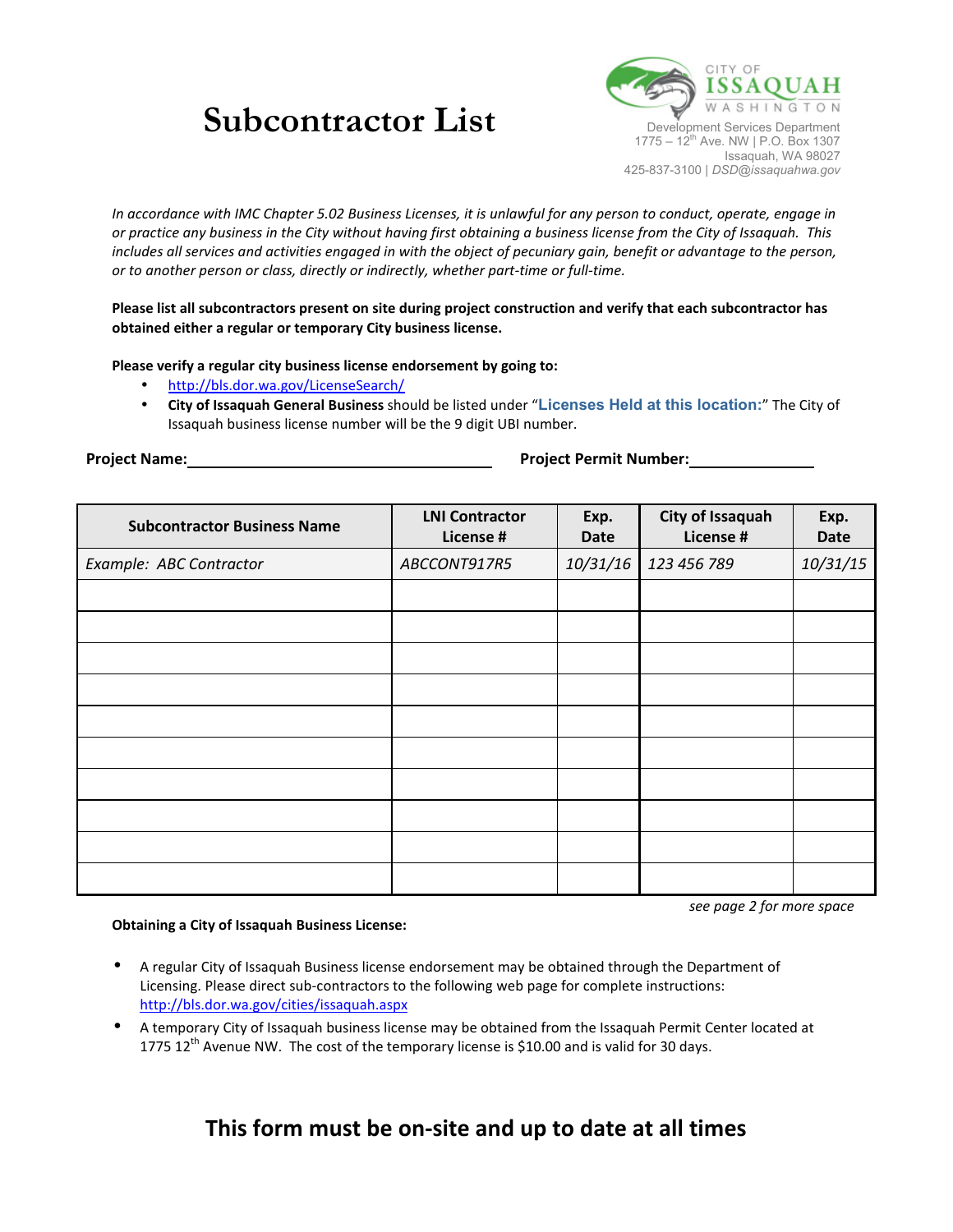# Subcontractor List

CITY OF ISSAQUAH WASHINGTON
Development Services Department
1775 – 12th Ave. NW | P.O. Box 1307
Issaquah, WA 98027
425-837-3100 | DSD@issaquahwa.gov

*In accordance with IMC Chapter 5.02 Business Licenses, it is unlawful for any person to conduct, operate, engage in or practice any business in the City without having first obtaining a business license from the City of Issaquah. This includes all services and activities engaged in with the object of pecuniary gain, benefit or advantage to the person, or to another person or class, directly or indirectly, whether part-time or full-time.*

**Please list all subcontractors present on site during project construction and verify that each subcontractor has obtained either a regular or temporary City business license.**

**Please verify a regular city business license endorsement by going to:**

- http://bls.dor.wa.gov/LicenseSearch/
- **City of Issaquah General Business** should be listed under "**Licenses Held at this location:**" The City of Issaquah business license number will be the 9 digit UBI number.

**Project Name:** ______________________________ **Project Permit Number:** ______________

| Subcontractor Business Name | LNI Contractor License # | Exp. Date | City of Issaquah License # | Exp. Date |
|---|---|---|---|---|
| *Example: ABC Contractor* | *ABCCONT917R5* | *10/31/16* | *123 456 789* | *10/31/15* |
| | | | | |
| | | | | |
| | | | | |
| | | | | |
| | | | | |
| | | | | |
| | | | | |
| | | | | |
| | | | | |
| | | | | |

*see page 2 for more space*

**Obtaining a City of Issaquah Business License:**

- A regular City of Issaquah Business license endorsement may be obtained through the Department of Licensing. Please direct sub-contractors to the following web page for complete instructions: http://bls.dor.wa.gov/cities/issaquah.aspx
- A temporary City of Issaquah business license may be obtained from the Issaquah Permit Center located at 1775 12th Avenue NW. The cost of the temporary license is $10.00 and is valid for 30 days.

## This form must be on-site and up to date at all times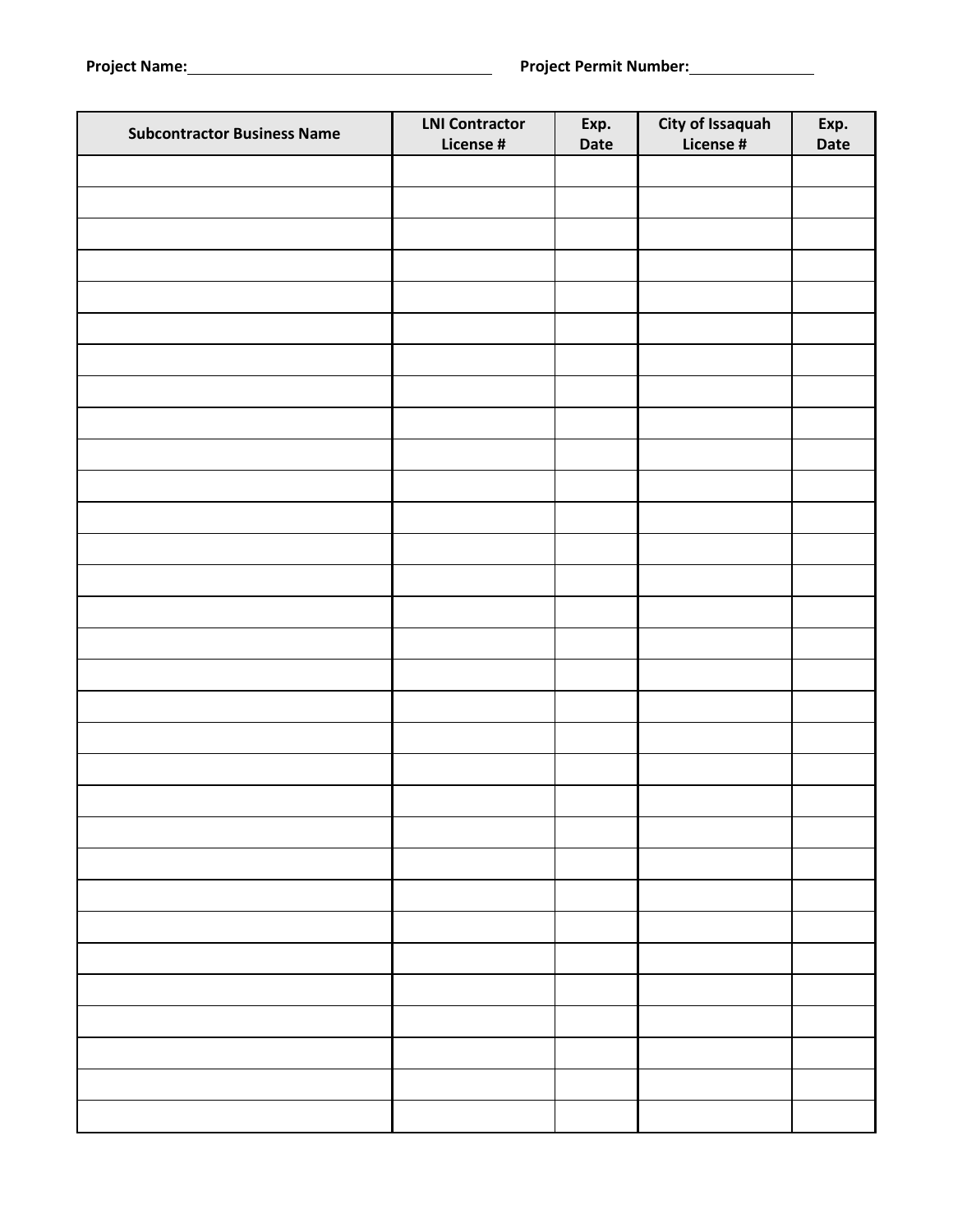**Project Name:**\_\_\_\_\_\_\_\_\_\_\_\_\_\_\_\_\_\_\_\_\_\_\_\_\_\_\_\_ **Project Permit Number:**\_\_\_\_\_\_\_\_\_\_\_\_

| Subcontractor Business Name | LNI Contractor License # | Exp. Date | City of Issaquah License # | Exp. Date |
|---|---|---|---|---|
| | | | | |
| | | | | |
| | | | | |
| | | | | |
| | | | | |
| | | | | |
| | | | | |
| | | | | |
| | | | | |
| | | | | |
| | | | | |
| | | | | |
| | | | | |
| | | | | |
| | | | | |
| | | | | |
| | | | | |
| | | | | |
| | | | | |
| | | | | |
| | | | | |
| | | | | |
| | | | | |
| | | | | |
| | | | | |
| | | | | |
| | | | | |
| | | | | |
| | | | | |
| | | | | |
| | | | | |
| | | | | |